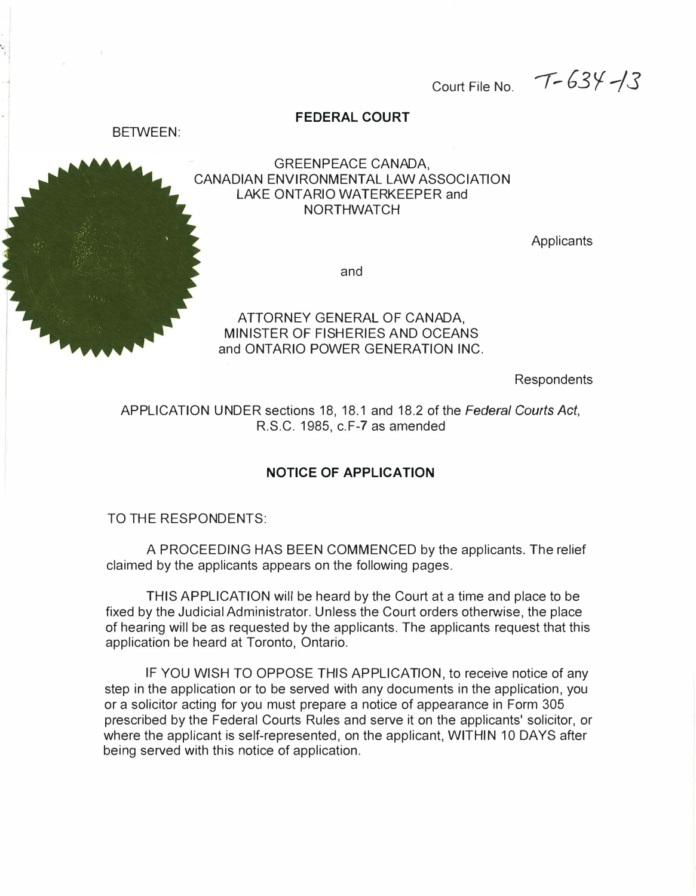Court File No. T-634-13

**FEDERAL COURT**

BETWEEN:

GREENPEACE CANADA,
CANADIAN ENVIRONMENTAL LAW ASSOCIATION
LAKE ONTARIO WATERKEEPER and
NORTHWATCH

Applicants

and

ATTORNEY GENERAL OF CANADA,
MINISTER OF FISHERIES AND OCEANS
and ONTARIO POWER GENERATION INC.

Respondents

APPLICATION UNDER sections 18, 18.1 and 18.2 of the *Federal Courts Act*, R.S.C. 1985, c.F-7 as amended

**NOTICE OF APPLICATION**

TO THE RESPONDENTS:

A PROCEEDING HAS BEEN COMMENCED by the applicants. The relief claimed by the applicants appears on the following pages.

THIS APPLICATION will be heard by the Court at a time and place to be fixed by the Judicial Administrator. Unless the Court orders otherwise, the place of hearing will be as requested by the applicants. The applicants request that this application be heard at Toronto, Ontario.

IF YOU WISH TO OPPOSE THIS APPLICATION, to receive notice of any step in the application or to be served with any documents in the application, you or a solicitor acting for you must prepare a notice of appearance in Form 305 prescribed by the Federal Courts Rules and serve it on the applicants' solicitor, or where the applicant is self-represented, on the applicant, WITHIN 10 DAYS after being served with this notice of application.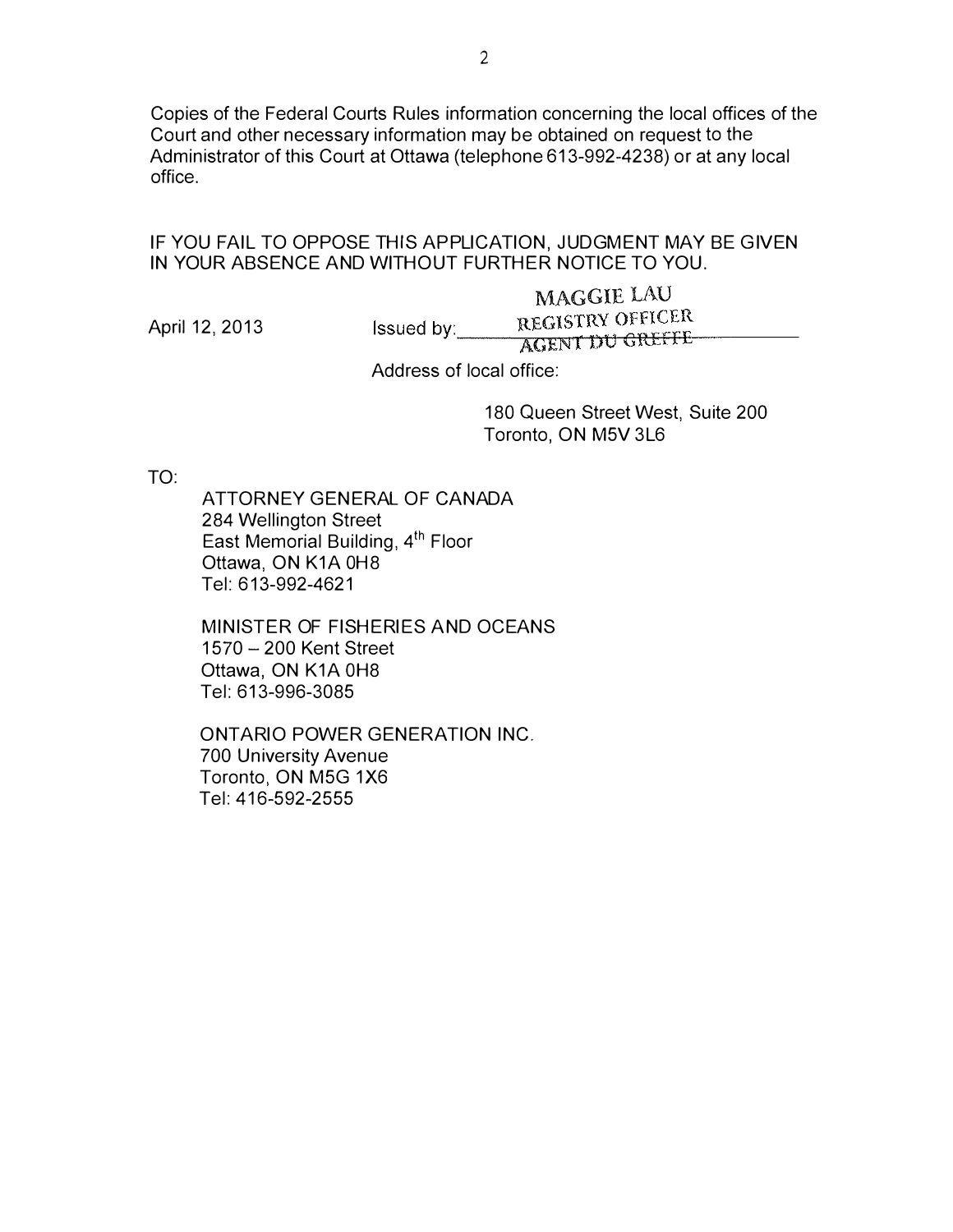Copies of the Federal Courts Rules information concerning the local offices of the Court and other necessary information may be obtained on request to the Administrator of this Court at Ottawa (telephone 613-992-4238) or at any local office.

IF YOU FAIL TO OPPOSE THIS APPLICATION, JUDGMENT MAY BE GIVEN IN YOUR ABSENCE AND WITHOUT FURTHER NOTICE TO YOU.

April 12, 2013

Issued by: MAGGIE LAU
REGISTRY OFFICER
~~AGENT DU GREFFE~~

Address of local office:

180 Queen Street West, Suite 200
Toronto, ON M5V 3L6

TO:

ATTORNEY GENERAL OF CANADA
284 Wellington Street
East Memorial Building, 4th Floor
Ottawa, ON K1A 0H8
Tel: 613-992-4621

MINISTER OF FISHERIES AND OCEANS
1570 – 200 Kent Street
Ottawa, ON K1A 0H8
Tel: 613-996-3085

ONTARIO POWER GENERATION INC.
700 University Avenue
Toronto, ON M5G 1X6
Tel: 416-592-2555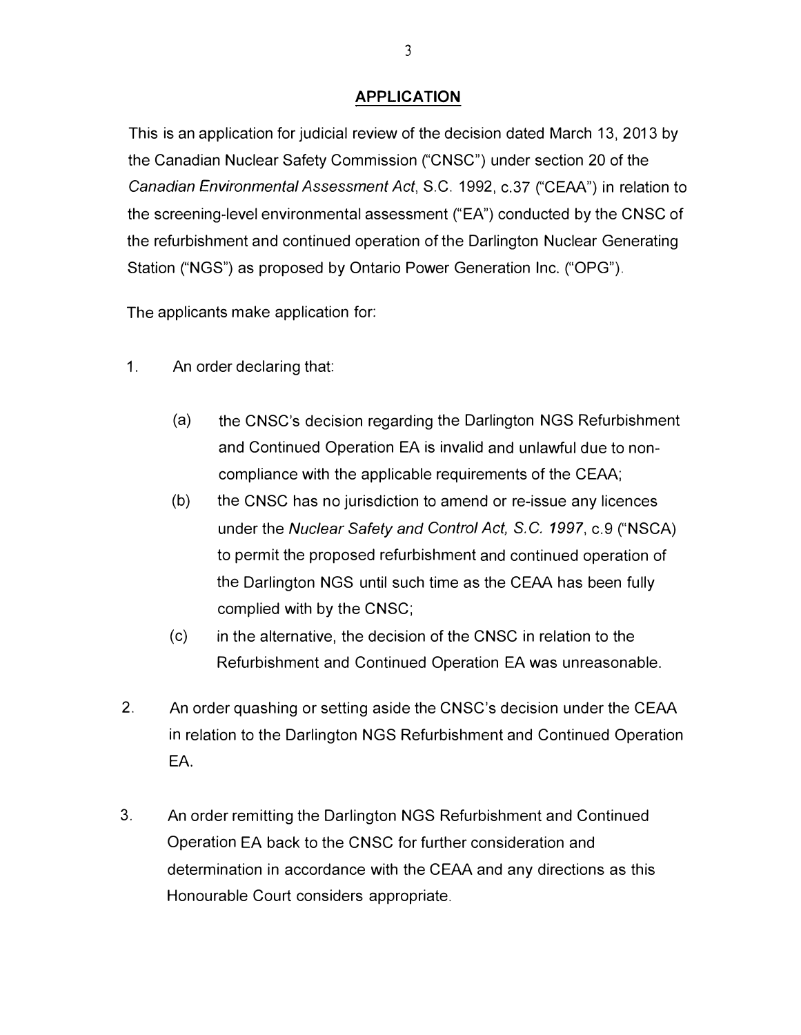## APPLICATION

This is an application for judicial review of the decision dated March 13, 2013 by the Canadian Nuclear Safety Commission ("CNSC") under section 20 of the *Canadian Environmental Assessment Act*, S.C. 1992, c.37 ("CEAA") in relation to the screening-level environmental assessment ("EA") conducted by the CNSC of the refurbishment and continued operation of the Darlington Nuclear Generating Station ("NGS") as proposed by Ontario Power Generation Inc. ("OPG").

The applicants make application for:

1. An order declaring that:

   (a) the CNSC's decision regarding the Darlington NGS Refurbishment and Continued Operation EA is invalid and unlawful due to non-compliance with the applicable requirements of the CEAA;

   (b) the CNSC has no jurisdiction to amend or re-issue any licences under the *Nuclear Safety and Control Act, S.C. 1997*, c.9 ("NSCA) to permit the proposed refurbishment and continued operation of the Darlington NGS until such time as the CEAA has been fully complied with by the CNSC;

   (c) in the alternative, the decision of the CNSC in relation to the Refurbishment and Continued Operation EA was unreasonable.

2. An order quashing or setting aside the CNSC's decision under the CEAA in relation to the Darlington NGS Refurbishment and Continued Operation EA.

3. An order remitting the Darlington NGS Refurbishment and Continued Operation EA back to the CNSC for further consideration and determination in accordance with the CEAA and any directions as this Honourable Court considers appropriate.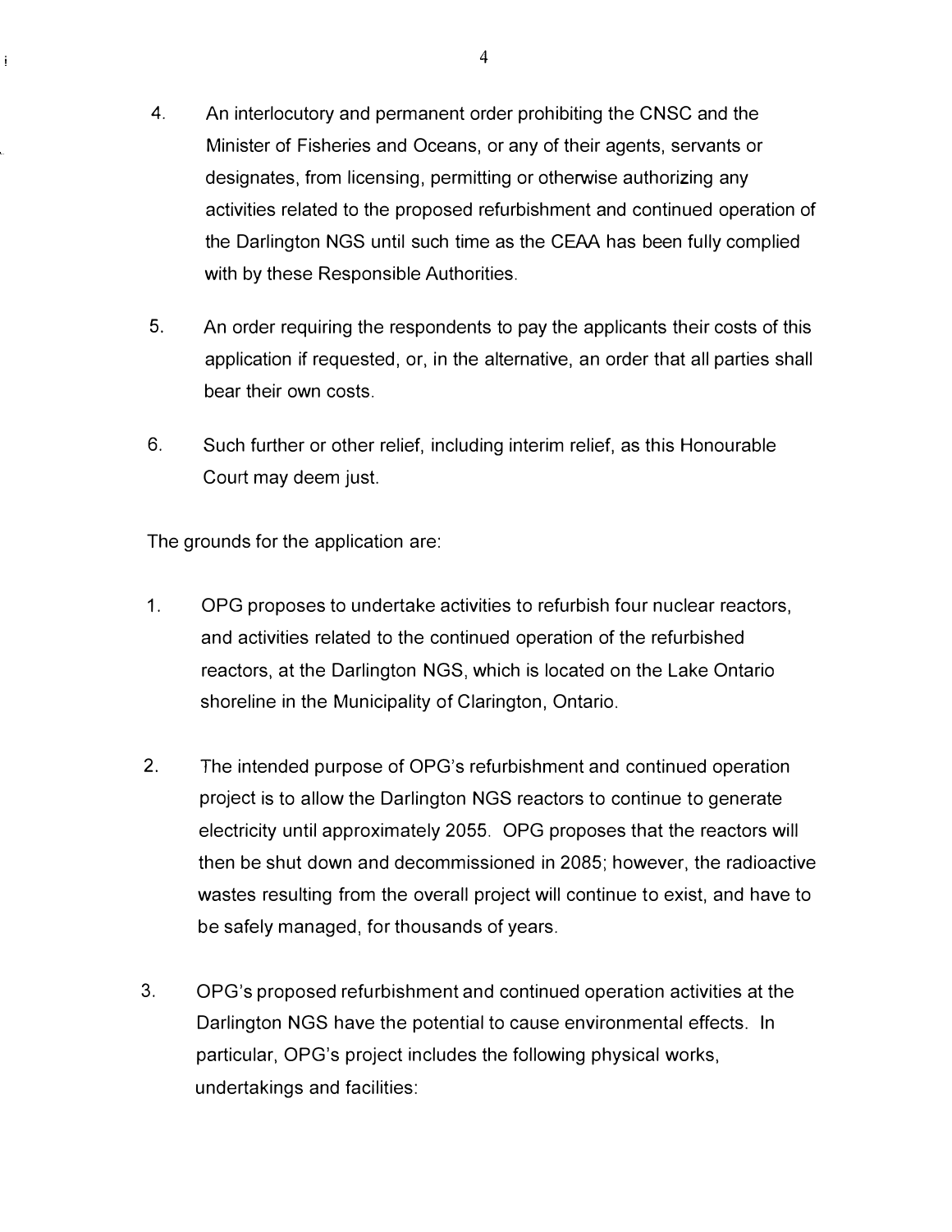4. An interlocutory and permanent order prohibiting the CNSC and the Minister of Fisheries and Oceans, or any of their agents, servants or designates, from licensing, permitting or otherwise authorizing any activities related to the proposed refurbishment and continued operation of the Darlington NGS until such time as the CEAA has been fully complied with by these Responsible Authorities.

5. An order requiring the respondents to pay the applicants their costs of this application if requested, or, in the alternative, an order that all parties shall bear their own costs.

6. Such further or other relief, including interim relief, as this Honourable Court may deem just.

The grounds for the application are:

1. OPG proposes to undertake activities to refurbish four nuclear reactors, and activities related to the continued operation of the refurbished reactors, at the Darlington NGS, which is located on the Lake Ontario shoreline in the Municipality of Clarington, Ontario.

2. The intended purpose of OPG's refurbishment and continued operation project is to allow the Darlington NGS reactors to continue to generate electricity until approximately 2055. OPG proposes that the reactors will then be shut down and decommissioned in 2085; however, the radioactive wastes resulting from the overall project will continue to exist, and have to be safely managed, for thousands of years.

3. OPG's proposed refurbishment and continued operation activities at the Darlington NGS have the potential to cause environmental effects. In particular, OPG's project includes the following physical works, undertakings and facilities: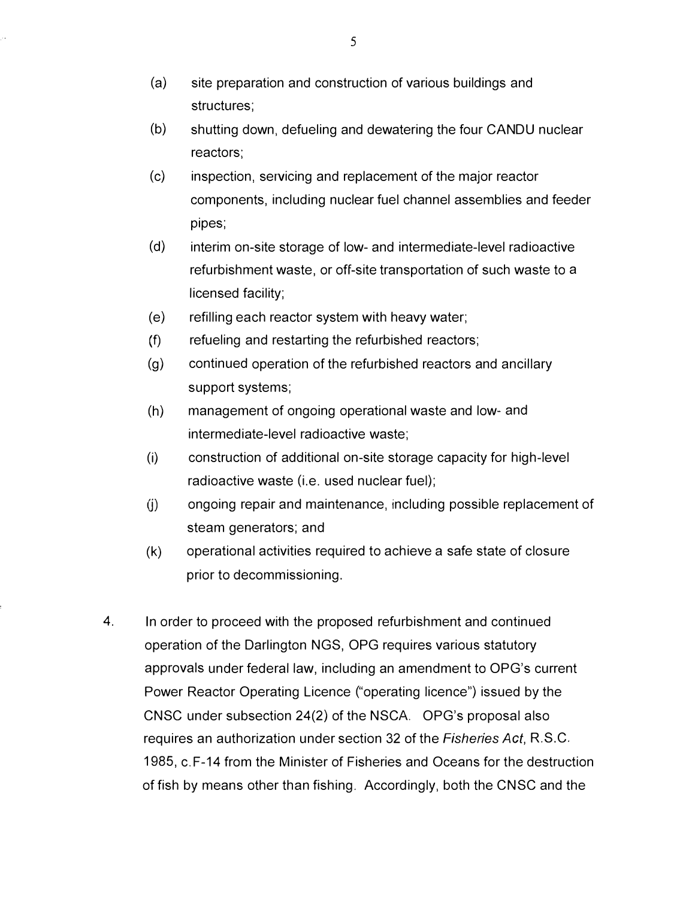(a) site preparation and construction of various buildings and structures;

(b) shutting down, defueling and dewatering the four CANDU nuclear reactors;

(c) inspection, servicing and replacement of the major reactor components, including nuclear fuel channel assemblies and feeder pipes;

(d) interim on-site storage of low- and intermediate-level radioactive refurbishment waste, or off-site transportation of such waste to a licensed facility;

(e) refilling each reactor system with heavy water;

(f) refueling and restarting the refurbished reactors;

(g) continued operation of the refurbished reactors and ancillary support systems;

(h) management of ongoing operational waste and low- and intermediate-level radioactive waste;

(i) construction of additional on-site storage capacity for high-level radioactive waste (i.e. used nuclear fuel);

(j) ongoing repair and maintenance, including possible replacement of steam generators; and

(k) operational activities required to achieve a safe state of closure prior to decommissioning.

4. In order to proceed with the proposed refurbishment and continued operation of the Darlington NGS, OPG requires various statutory approvals under federal law, including an amendment to OPG's current Power Reactor Operating Licence ("operating licence") issued by the CNSC under subsection 24(2) of the NSCA. OPG's proposal also requires an authorization under section 32 of the *Fisheries Act*, R.S.C. 1985, c.F-14 from the Minister of Fisheries and Oceans for the destruction of fish by means other than fishing. Accordingly, both the CNSC and the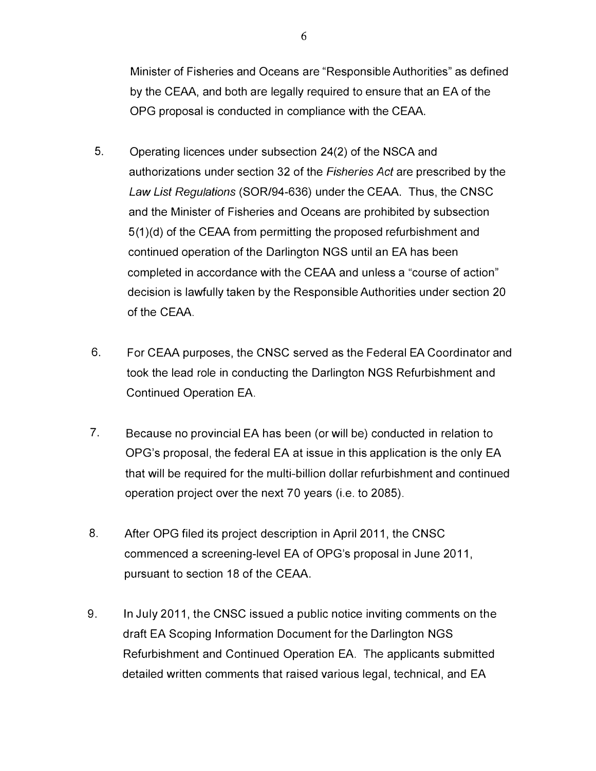Minister of Fisheries and Oceans are "Responsible Authorities" as defined by the CEAA, and both are legally required to ensure that an EA of the OPG proposal is conducted in compliance with the CEAA.

5. Operating licences under subsection 24(2) of the NSCA and authorizations under section 32 of the *Fisheries Act* are prescribed by the *Law List Regulations* (SOR/94-636) under the CEAA. Thus, the CNSC and the Minister of Fisheries and Oceans are prohibited by subsection 5(1)(d) of the CEAA from permitting the proposed refurbishment and continued operation of the Darlington NGS until an EA has been completed in accordance with the CEAA and unless a "course of action" decision is lawfully taken by the Responsible Authorities under section 20 of the CEAA.

6. For CEAA purposes, the CNSC served as the Federal EA Coordinator and took the lead role in conducting the Darlington NGS Refurbishment and Continued Operation EA.

7. Because no provincial EA has been (or will be) conducted in relation to OPG's proposal, the federal EA at issue in this application is the only EA that will be required for the multi-billion dollar refurbishment and continued operation project over the next 70 years (i.e. to 2085).

8. After OPG filed its project description in April 2011, the CNSC commenced a screening-level EA of OPG's proposal in June 2011, pursuant to section 18 of the CEAA.

9. In July 2011, the CNSC issued a public notice inviting comments on the draft EA Scoping Information Document for the Darlington NGS Refurbishment and Continued Operation EA. The applicants submitted detailed written comments that raised various legal, technical, and EA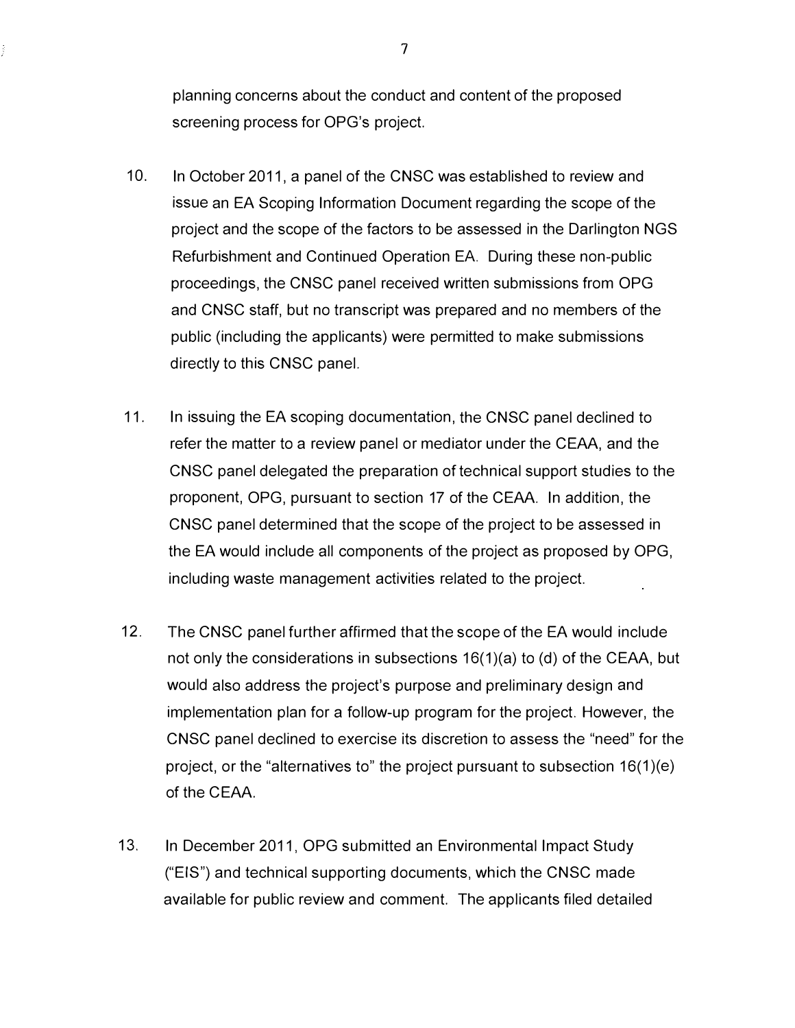planning concerns about the conduct and content of the proposed screening process for OPG's project.

10. In October 2011, a panel of the CNSC was established to review and issue an EA Scoping Information Document regarding the scope of the project and the scope of the factors to be assessed in the Darlington NGS Refurbishment and Continued Operation EA. During these non-public proceedings, the CNSC panel received written submissions from OPG and CNSC staff, but no transcript was prepared and no members of the public (including the applicants) were permitted to make submissions directly to this CNSC panel.

11. In issuing the EA scoping documentation, the CNSC panel declined to refer the matter to a review panel or mediator under the CEAA, and the CNSC panel delegated the preparation of technical support studies to the proponent, OPG, pursuant to section 17 of the CEAA. In addition, the CNSC panel determined that the scope of the project to be assessed in the EA would include all components of the project as proposed by OPG, including waste management activities related to the project.

12. The CNSC panel further affirmed that the scope of the EA would include not only the considerations in subsections 16(1)(a) to (d) of the CEAA, but would also address the project's purpose and preliminary design and implementation plan for a follow-up program for the project. However, the CNSC panel declined to exercise its discretion to assess the "need" for the project, or the "alternatives to" the project pursuant to subsection 16(1)(e) of the CEAA.

13. In December 2011, OPG submitted an Environmental Impact Study ("EIS") and technical supporting documents, which the CNSC made available for public review and comment. The applicants filed detailed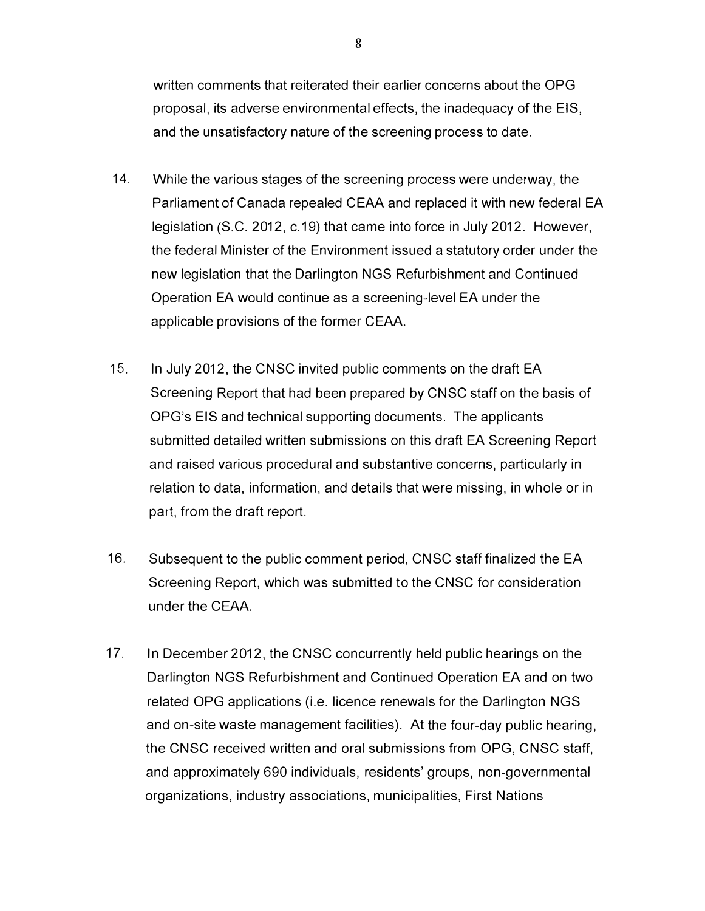written comments that reiterated their earlier concerns about the OPG proposal, its adverse environmental effects, the inadequacy of the EIS, and the unsatisfactory nature of the screening process to date.

14. While the various stages of the screening process were underway, the Parliament of Canada repealed CEAA and replaced it with new federal EA legislation (S.C. 2012, c.19) that came into force in July 2012. However, the federal Minister of the Environment issued a statutory order under the new legislation that the Darlington NGS Refurbishment and Continued Operation EA would continue as a screening-level EA under the applicable provisions of the former CEAA.

15. In July 2012, the CNSC invited public comments on the draft EA Screening Report that had been prepared by CNSC staff on the basis of OPG's EIS and technical supporting documents. The applicants submitted detailed written submissions on this draft EA Screening Report and raised various procedural and substantive concerns, particularly in relation to data, information, and details that were missing, in whole or in part, from the draft report.

16. Subsequent to the public comment period, CNSC staff finalized the EA Screening Report, which was submitted to the CNSC for consideration under the CEAA.

17. In December 2012, the CNSC concurrently held public hearings on the Darlington NGS Refurbishment and Continued Operation EA and on two related OPG applications (i.e. licence renewals for the Darlington NGS and on-site waste management facilities). At the four-day public hearing, the CNSC received written and oral submissions from OPG, CNSC staff, and approximately 690 individuals, residents' groups, non-governmental organizations, industry associations, municipalities, First Nations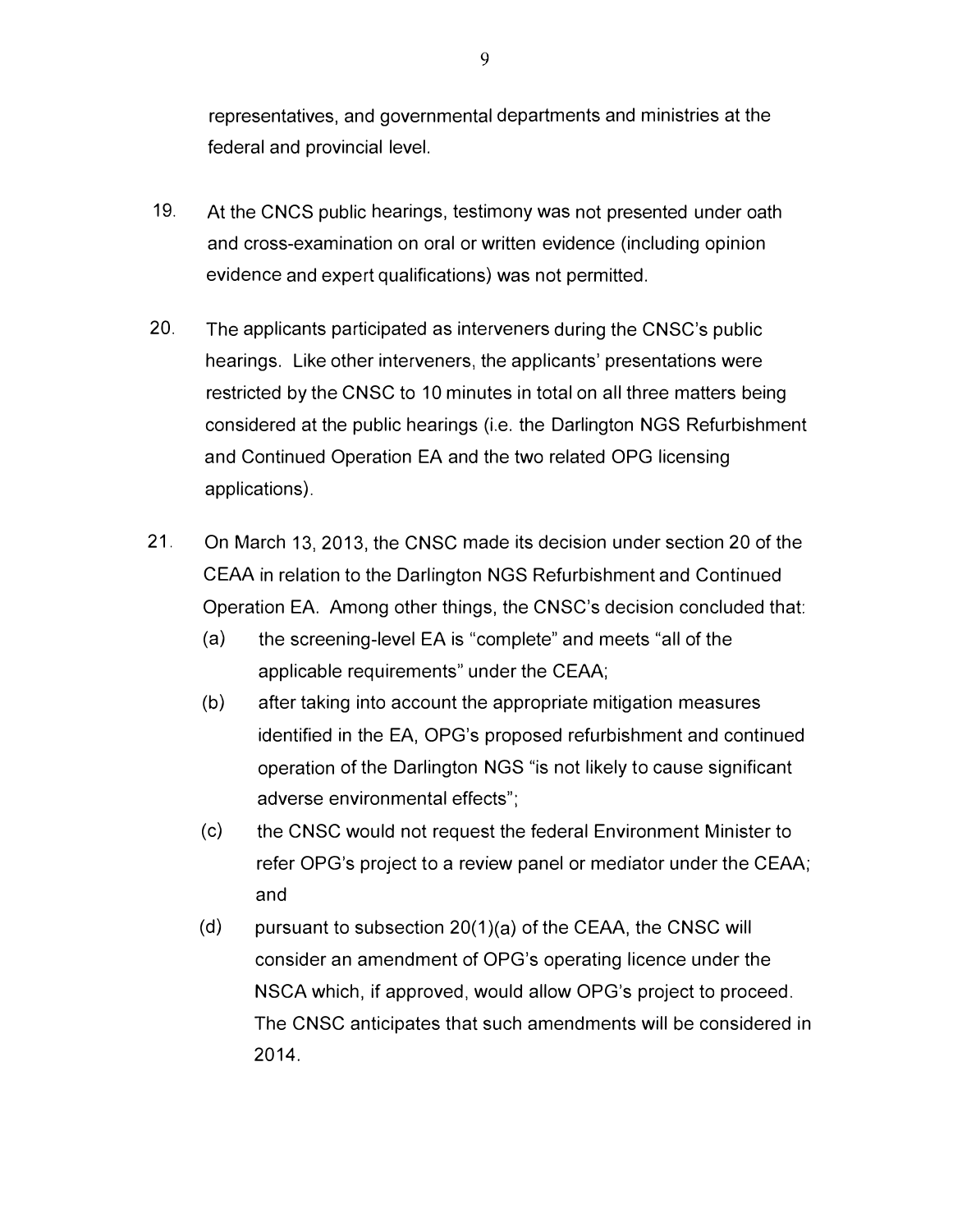representatives, and governmental departments and ministries at the federal and provincial level.

19. At the CNCS public hearings, testimony was not presented under oath and cross-examination on oral or written evidence (including opinion evidence and expert qualifications) was not permitted.

20. The applicants participated as interveners during the CNSC's public hearings. Like other interveners, the applicants' presentations were restricted by the CNSC to 10 minutes in total on all three matters being considered at the public hearings (i.e. the Darlington NGS Refurbishment and Continued Operation EA and the two related OPG licensing applications).

21. On March 13, 2013, the CNSC made its decision under section 20 of the CEAA in relation to the Darlington NGS Refurbishment and Continued Operation EA. Among other things, the CNSC's decision concluded that:

    (a) the screening-level EA is "complete" and meets "all of the applicable requirements" under the CEAA;

    (b) after taking into account the appropriate mitigation measures identified in the EA, OPG's proposed refurbishment and continued operation of the Darlington NGS "is not likely to cause significant adverse environmental effects";

    (c) the CNSC would not request the federal Environment Minister to refer OPG's project to a review panel or mediator under the CEAA; and

    (d) pursuant to subsection 20(1)(a) of the CEAA, the CNSC will consider an amendment of OPG's operating licence under the NSCA which, if approved, would allow OPG's project to proceed. The CNSC anticipates that such amendments will be considered in 2014.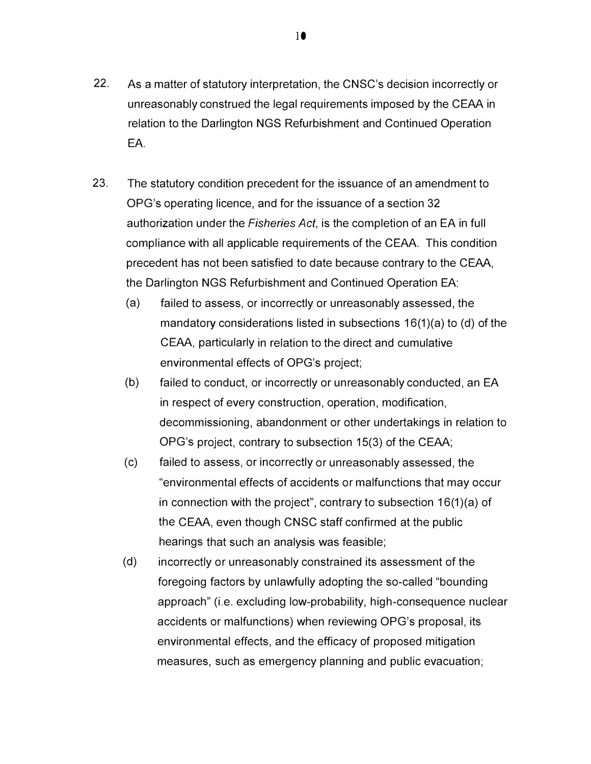22. As a matter of statutory interpretation, the CNSC's decision incorrectly or unreasonably construed the legal requirements imposed by the CEAA in relation to the Darlington NGS Refurbishment and Continued Operation EA.

23. The statutory condition precedent for the issuance of an amendment to OPG's operating licence, and for the issuance of a section 32 authorization under the *Fisheries Act*, is the completion of an EA in full compliance with all applicable requirements of the CEAA. This condition precedent has not been satisfied to date because contrary to the CEAA, the Darlington NGS Refurbishment and Continued Operation EA:

    (a) failed to assess, or incorrectly or unreasonably assessed, the mandatory considerations listed in subsections 16(1)(a) to (d) of the CEAA, particularly in relation to the direct and cumulative environmental effects of OPG's project;

    (b) failed to conduct, or incorrectly or unreasonably conducted, an EA in respect of every construction, operation, modification, decommissioning, abandonment or other undertakings in relation to OPG's project, contrary to subsection 15(3) of the CEAA;

    (c) failed to assess, or incorrectly or unreasonably assessed, the "environmental effects of accidents or malfunctions that may occur in connection with the project", contrary to subsection 16(1)(a) of the CEAA, even though CNSC staff confirmed at the public hearings that such an analysis was feasible;

    (d) incorrectly or unreasonably constrained its assessment of the foregoing factors by unlawfully adopting the so-called "bounding approach" (i.e. excluding low-probability, high-consequence nuclear accidents or malfunctions) when reviewing OPG's proposal, its environmental effects, and the efficacy of proposed mitigation measures, such as emergency planning and public evacuation;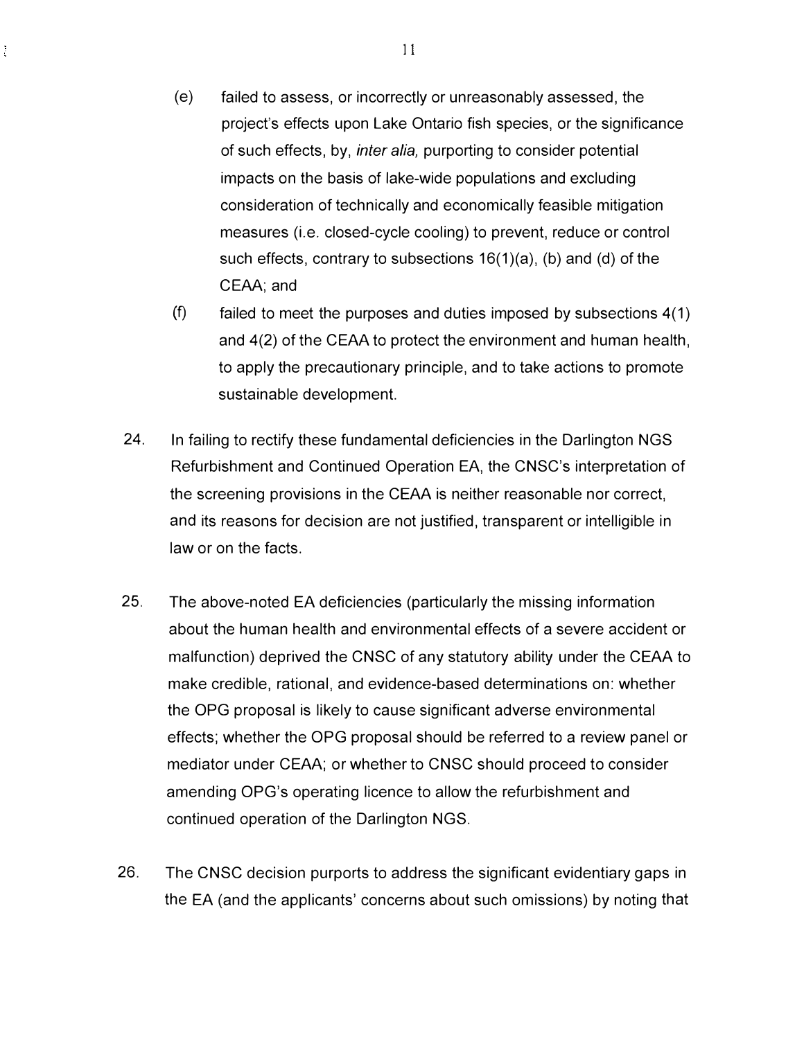(e) failed to assess, or incorrectly or unreasonably assessed, the project's effects upon Lake Ontario fish species, or the significance of such effects, by, *inter alia,* purporting to consider potential impacts on the basis of lake-wide populations and excluding consideration of technically and economically feasible mitigation measures (i.e. closed-cycle cooling) to prevent, reduce or control such effects, contrary to subsections 16(1)(a), (b) and (d) of the CEAA; and

(f) failed to meet the purposes and duties imposed by subsections 4(1) and 4(2) of the CEAA to protect the environment and human health, to apply the precautionary principle, and to take actions to promote sustainable development.

24. In failing to rectify these fundamental deficiencies in the Darlington NGS Refurbishment and Continued Operation EA, the CNSC's interpretation of the screening provisions in the CEAA is neither reasonable nor correct, and its reasons for decision are not justified, transparent or intelligible in law or on the facts.

25. The above-noted EA deficiencies (particularly the missing information about the human health and environmental effects of a severe accident or malfunction) deprived the CNSC of any statutory ability under the CEAA to make credible, rational, and evidence-based determinations on: whether the OPG proposal is likely to cause significant adverse environmental effects; whether the OPG proposal should be referred to a review panel or mediator under CEAA; or whether to CNSC should proceed to consider amending OPG's operating licence to allow the refurbishment and continued operation of the Darlington NGS.

26. The CNSC decision purports to address the significant evidentiary gaps in the EA (and the applicants' concerns about such omissions) by noting that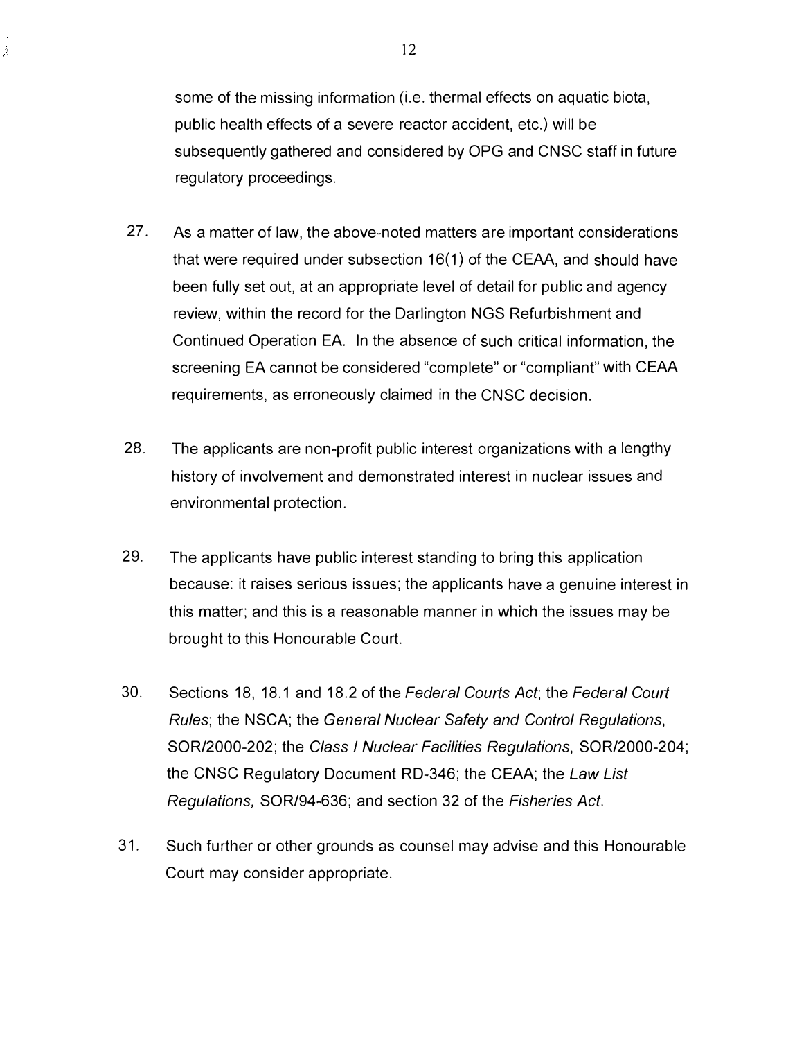some of the missing information (i.e. thermal effects on aquatic biota, public health effects of a severe reactor accident, etc.) will be subsequently gathered and considered by OPG and CNSC staff in future regulatory proceedings.

27. As a matter of law, the above-noted matters are important considerations that were required under subsection 16(1) of the CEAA, and should have been fully set out, at an appropriate level of detail for public and agency review, within the record for the Darlington NGS Refurbishment and Continued Operation EA. In the absence of such critical information, the screening EA cannot be considered "complete" or "compliant" with CEAA requirements, as erroneously claimed in the CNSC decision.

28. The applicants are non-profit public interest organizations with a lengthy history of involvement and demonstrated interest in nuclear issues and environmental protection.

29. The applicants have public interest standing to bring this application because: it raises serious issues; the applicants have a genuine interest in this matter; and this is a reasonable manner in which the issues may be brought to this Honourable Court.

30. Sections 18, 18.1 and 18.2 of the *Federal Courts Act*; the *Federal Court Rules*; the NSCA; the *General Nuclear Safety and Control Regulations*, SOR/2000-202; the *Class I Nuclear Facilities Regulations*, SOR/2000-204; the CNSC Regulatory Document RD-346; the CEAA; the *Law List Regulations*, SOR/94-636; and section 32 of the *Fisheries Act*.

31. Such further or other grounds as counsel may advise and this Honourable Court may consider appropriate.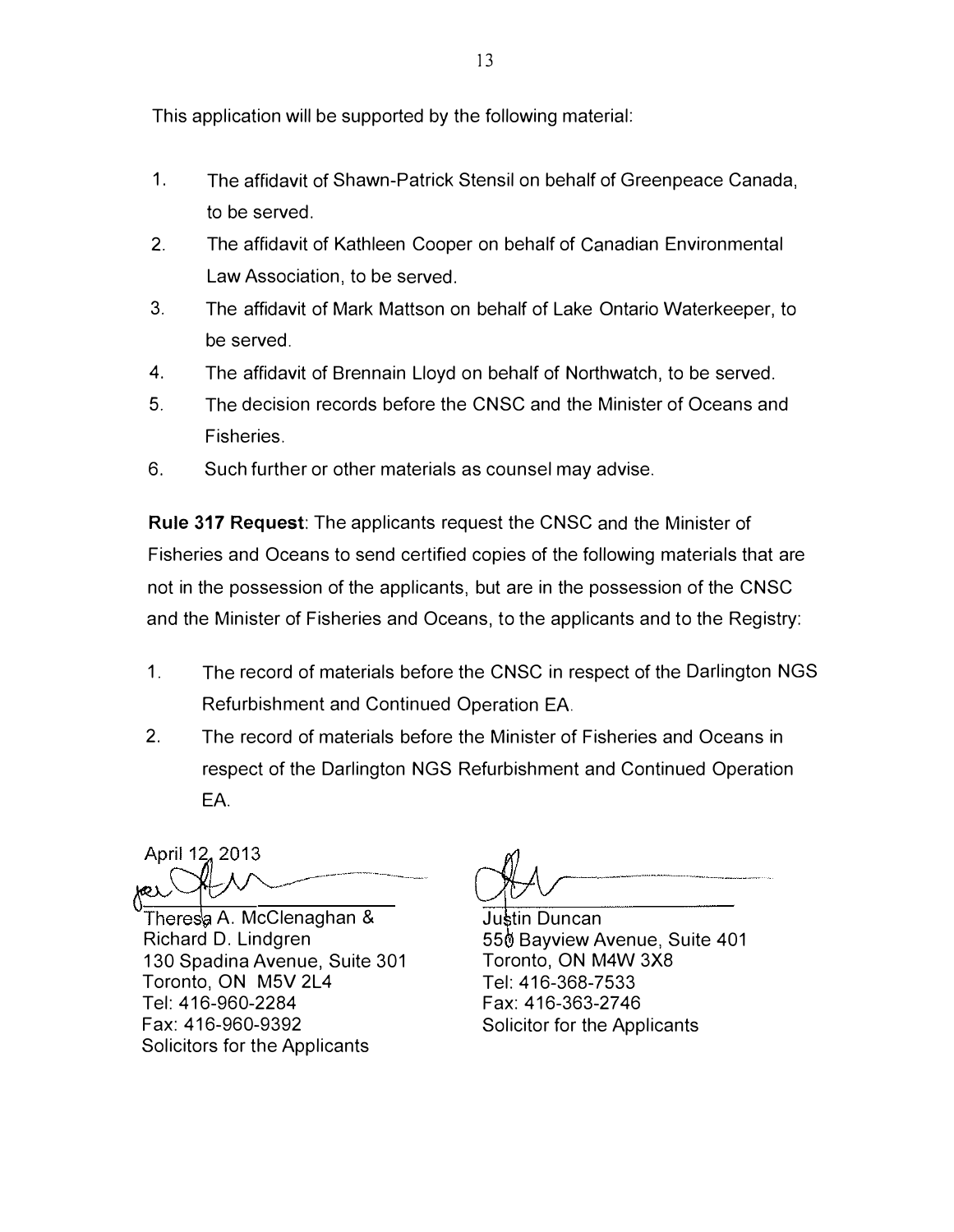This application will be supported by the following material:

1. The affidavit of Shawn-Patrick Stensil on behalf of Greenpeace Canada, to be served.
2. The affidavit of Kathleen Cooper on behalf of Canadian Environmental Law Association, to be served.
3. The affidavit of Mark Mattson on behalf of Lake Ontario Waterkeeper, to be served.
4. The affidavit of Brennain Lloyd on behalf of Northwatch, to be served.
5. The decision records before the CNSC and the Minister of Oceans and Fisheries.
6. Such further or other materials as counsel may advise.

**Rule 317 Request**: The applicants request the CNSC and the Minister of Fisheries and Oceans to send certified copies of the following materials that are not in the possession of the applicants, but are in the possession of the CNSC and the Minister of Fisheries and Oceans, to the applicants and to the Registry:

1. The record of materials before the CNSC in respect of the Darlington NGS Refurbishment and Continued Operation EA.
2. The record of materials before the Minister of Fisheries and Oceans in respect of the Darlington NGS Refurbishment and Continued Operation EA.

April 12, 2013

Theresa A. McClenaghan &
Richard D. Lindgren
130 Spadina Avenue, Suite 301
Toronto, ON M5V 2L4
Tel: 416-960-2284
Fax: 416-960-9392
Solicitors for the Applicants

Justin Duncan
550 Bayview Avenue, Suite 401
Toronto, ON M4W 3X8
Tel: 416-368-7533
Fax: 416-363-2746
Solicitor for the Applicants